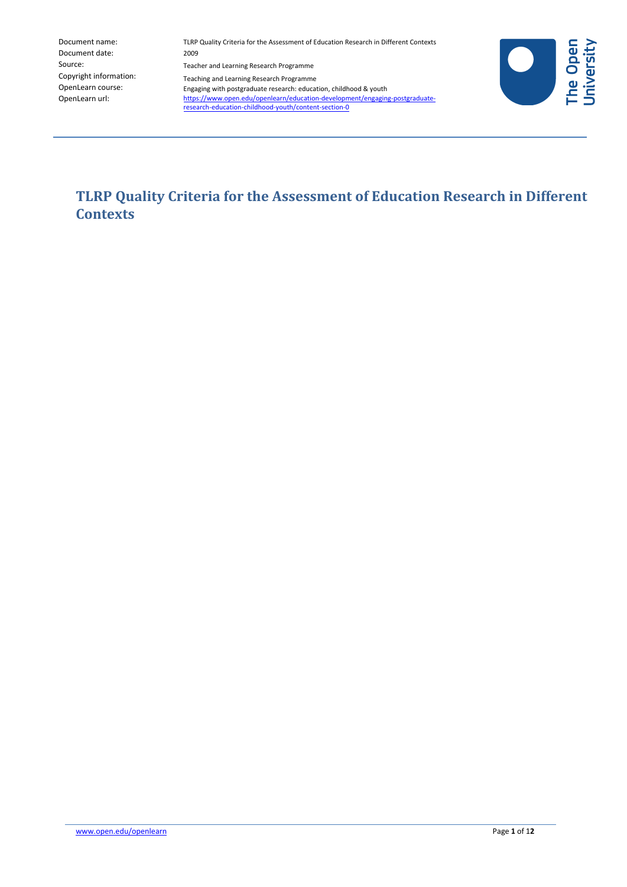| | |
|---|---|
| Document name: | TLRP Quality Criteria for the Assessment of Education Research in Different Contexts |
| Document date: | 2009 |
| Source: | Teacher and Learning Research Programme |
| Copyright information: | Teaching and Learning Research Programme |
| OpenLearn course: | Engaging with postgraduate research: education, childhood & youth |
| OpenLearn url: | https://www.open.edu/openlearn/education-development/engaging-postgraduate-research-education-childhood-youth/content-section-0 |

# TLRP Quality Criteria for the Assessment of Education Research in Different Contexts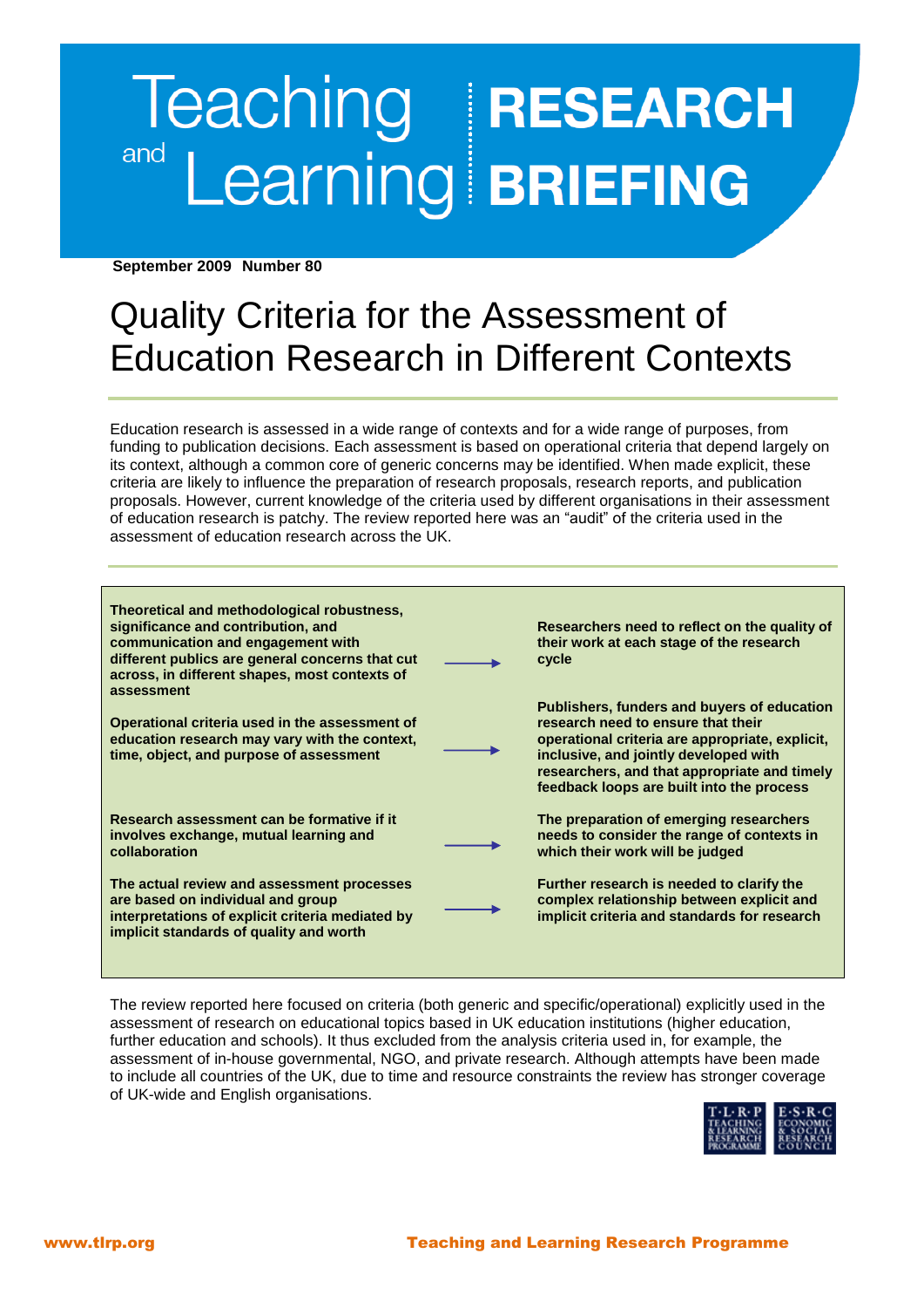# Teaching and Learning RESEARCH BRIEFING

**September 2009 Number 80**

# Quality Criteria for the Assessment of Education Research in Different Contexts

Education research is assessed in a wide range of contexts and for a wide range of purposes, from funding to publication decisions. Each assessment is based on operational criteria that depend largely on its context, although a common core of generic concerns may be identified. When made explicit, these criteria are likely to influence the preparation of research proposals, research reports, and publication proposals. However, current knowledge of the criteria used by different organisations in their assessment of education research is patchy. The review reported here was an "audit" of the criteria used in the assessment of education research across the UK.

| | | |
|---|---|---|
| **Theoretical and methodological robustness, significance and contribution, and communication and engagement with different publics are general concerns that cut across, in different shapes, most contexts of assessment** | → | **Researchers need to reflect on the quality of their work at each stage of the research cycle** |
| **Operational criteria used in the assessment of education research may vary with the context, time, object, and purpose of assessment** | → | **Publishers, funders and buyers of education research need to ensure that their operational criteria are appropriate, explicit, inclusive, and jointly developed with researchers, and that appropriate and timely feedback loops are built into the process** |
| **Research assessment can be formative if it involves exchange, mutual learning and collaboration** | → | **The preparation of emerging researchers needs to consider the range of contexts in which their work will be judged** |
| **The actual review and assessment processes are based on individual and group interpretations of explicit criteria mediated by implicit standards of quality and worth** | → | **Further research is needed to clarify the complex relationship between explicit and implicit criteria and standards for research** |

The review reported here focused on criteria (both generic and specific/operational) explicitly used in the assessment of research on educational topics based in UK education institutions (higher education, further education and schools). It thus excluded from the analysis criteria used in, for example, the assessment of in-house governmental, NGO, and private research. Although attempts have been made to include all countries of the UK, due to time and resource constraints the review has stronger coverage of UK-wide and English organisations.

www.tlrp.org Teaching and Learning Research Programme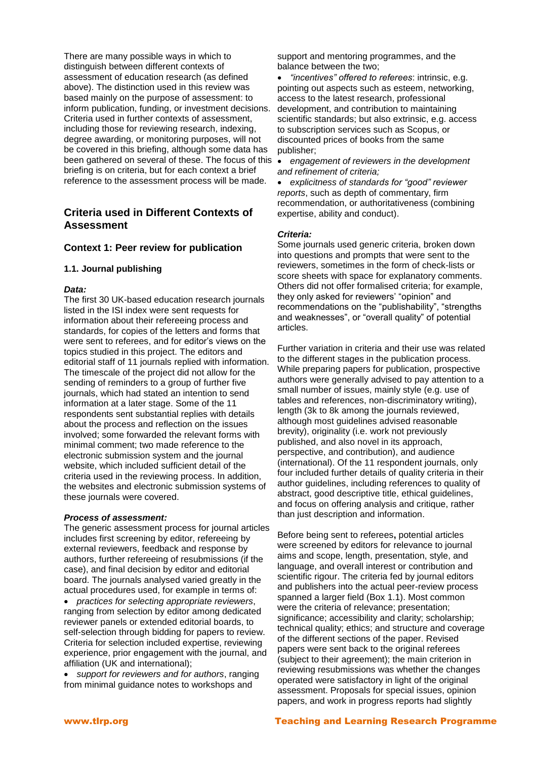There are many possible ways in which to distinguish between different contexts of assessment of education research (as defined above). The distinction used in this review was based mainly on the purpose of assessment: to inform publication, funding, or investment decisions. Criteria used in further contexts of assessment, including those for reviewing research, indexing, degree awarding, or monitoring purposes, will not be covered in this briefing, although some data has been gathered on several of these. The focus of this briefing is on criteria, but for each context a brief reference to the assessment process will be made.

## Criteria used in Different Contexts of Assessment

### Context 1: Peer review for publication

#### 1.1. Journal publishing

***Data:***

The first 30 UK-based education research journals listed in the ISI index were sent requests for information about their refereeing process and standards, for copies of the letters and forms that were sent to referees, and for editor's views on the topics studied in this project. The editors and editorial staff of 11 journals replied with information. The timescale of the project did not allow for the sending of reminders to a group of further five journals, which had stated an intention to send information at a later stage. Some of the 11 respondents sent substantial replies with details about the process and reflection on the issues involved; some forwarded the relevant forms with minimal comment; two made reference to the electronic submission system and the journal website, which included sufficient detail of the criteria used in the reviewing process. In addition, the websites and electronic submission systems of these journals were covered.

***Process of assessment:***

The generic assessment process for journal articles includes first screening by editor, refereeing by external reviewers, feedback and response by authors, further refereeing of resubmissions (if the case), and final decision by editor and editorial board. The journals analysed varied greatly in the actual procedures used, for example in terms of:

- *practices for selecting appropriate reviewers*, ranging from selection by editor among dedicated reviewer panels or extended editorial boards, to self-selection through bidding for papers to review. Criteria for selection included expertise, reviewing experience, prior engagement with the journal, and affiliation (UK and international);
- *support for reviewers and for authors*, ranging from minimal guidance notes to workshops and support and mentoring programmes, and the balance between the two;
- *"incentives" offered to referees*: intrinsic, e.g. pointing out aspects such as esteem, networking, access to the latest research, professional development, and contribution to maintaining scientific standards; but also extrinsic, e.g. access to subscription services such as Scopus, or discounted prices of books from the same publisher;
- *engagement of reviewers in the development and refinement of criteria;*
- *explicitness of standards for "good" reviewer reports*, such as depth of commentary, firm recommendation, or authoritativeness (combining expertise, ability and conduct).

***Criteria:***

Some journals used generic criteria, broken down into questions and prompts that were sent to the reviewers, sometimes in the form of check-lists or score sheets with space for explanatory comments. Others did not offer formalised criteria; for example, they only asked for reviewers' "opinion" and recommendations on the "publishability", "strengths and weaknesses", or "overall quality" of potential articles.

Further variation in criteria and their use was related to the different stages in the publication process. While preparing papers for publication, prospective authors were generally advised to pay attention to a small number of issues, mainly style (e.g. use of tables and references, non-discriminatory writing), length (3k to 8k among the journals reviewed, although most guidelines advised reasonable brevity), originality (i.e. work not previously published, and also novel in its approach, perspective, and contribution), and audience (international). Of the 11 respondent journals, only four included further details of quality criteria in their author guidelines, including references to quality of abstract, good descriptive title, ethical guidelines, and focus on offering analysis and critique, rather than just description and information.

Before being sent to referees**,** potential articles were screened by editors for relevance to journal aims and scope, length, presentation, style, and language, and overall interest or contribution and scientific rigour. The criteria fed by journal editors and publishers into the actual peer-review process spanned a larger field (Box 1.1). Most common were the criteria of relevance; presentation; significance; accessibility and clarity; scholarship; technical quality; ethics; and structure and coverage of the different sections of the paper. Revised papers were sent back to the original referees (subject to their agreement); the main criterion in reviewing resubmissions was whether the changes operated were satisfactory in light of the original assessment. Proposals for special issues, opinion papers, and work in progress reports had slightly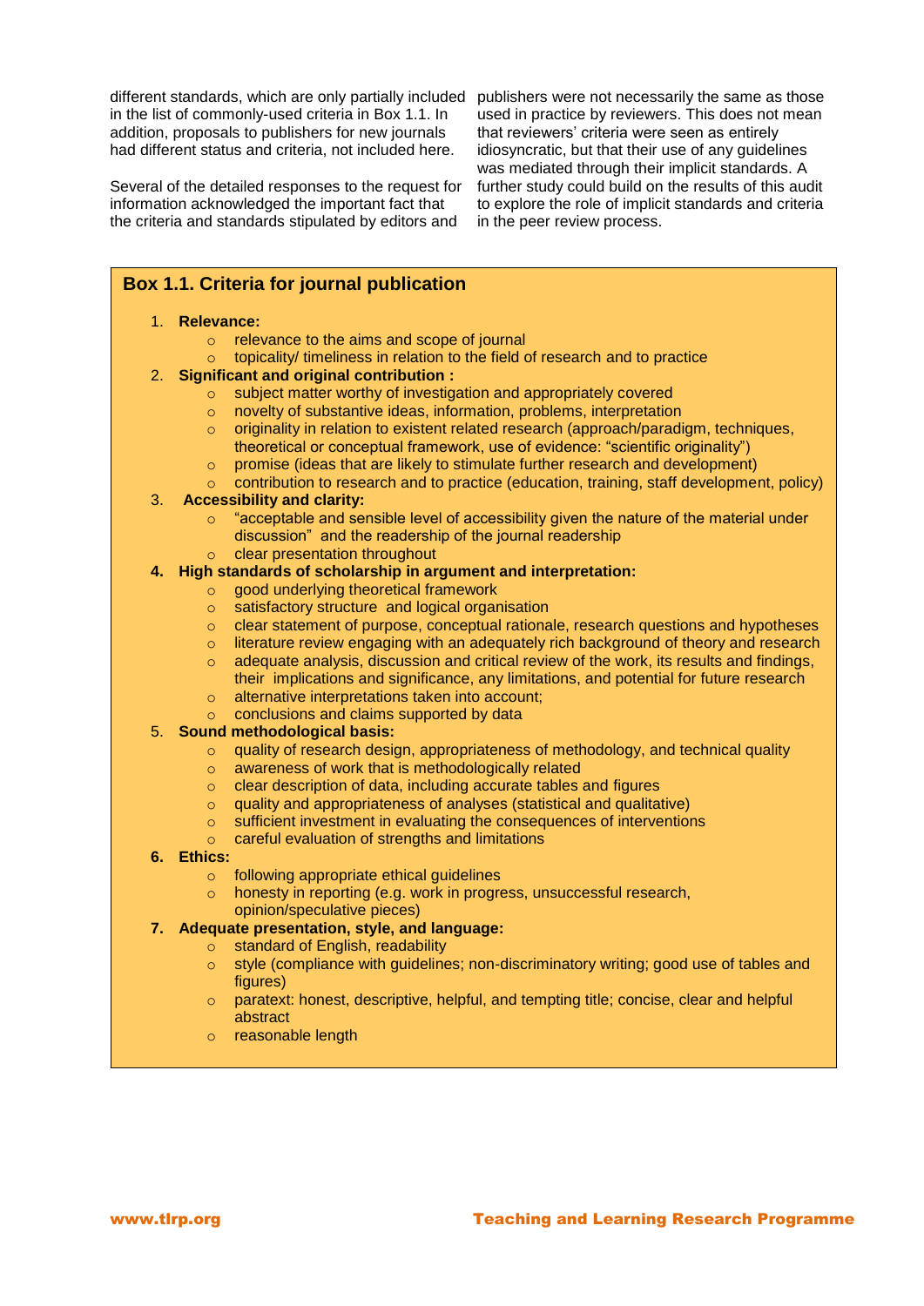different standards, which are only partially included in the list of commonly-used criteria in Box 1.1. In addition, proposals to publishers for new journals had different status and criteria, not included here.

Several of the detailed responses to the request for information acknowledged the important fact that the criteria and standards stipulated by editors and publishers were not necessarily the same as those used in practice by reviewers. This does not mean that reviewers' criteria were seen as entirely idiosyncratic, but that their use of any guidelines was mediated through their implicit standards. A further study could build on the results of this audit to explore the role of implicit standards and criteria in the peer review process.

### Box 1.1. Criteria for journal publication

1. **Relevance:**
   - relevance to the aims and scope of journal
   - topicality/ timeliness in relation to the field of research and to practice
2. **Significant and original contribution :**
   - subject matter worthy of investigation and appropriately covered
   - novelty of substantive ideas, information, problems, interpretation
   - originality in relation to existent related research (approach/paradigm, techniques, theoretical or conceptual framework, use of evidence: "scientific originality")
   - promise (ideas that are likely to stimulate further research and development)
   - contribution to research and to practice (education, training, staff development, policy)
3. **Accessibility and clarity:**
   - "acceptable and sensible level of accessibility given the nature of the material under discussion" and the readership of the journal readership
   - clear presentation throughout
4. **High standards of scholarship in argument and interpretation:**
   - good underlying theoretical framework
   - satisfactory structure and logical organisation
   - clear statement of purpose, conceptual rationale, research questions and hypotheses
   - literature review engaging with an adequately rich background of theory and research
   - adequate analysis, discussion and critical review of the work, its results and findings, their implications and significance, any limitations, and potential for future research
   - alternative interpretations taken into account;
   - conclusions and claims supported by data
5. **Sound methodological basis:**
   - quality of research design, appropriateness of methodology, and technical quality
   - awareness of work that is methodologically related
   - clear description of data, including accurate tables and figures
   - quality and appropriateness of analyses (statistical and qualitative)
   - sufficient investment in evaluating the consequences of interventions
   - careful evaluation of strengths and limitations
6. **Ethics:**
   - following appropriate ethical guidelines
   - honesty in reporting (e.g. work in progress, unsuccessful research, opinion/speculative pieces)
7. **Adequate presentation, style, and language:**
   - standard of English, readability
   - style (compliance with guidelines; non-discriminatory writing; good use of tables and figures)
   - paratext: honest, descriptive, helpful, and tempting title; concise, clear and helpful abstract
   - reasonable length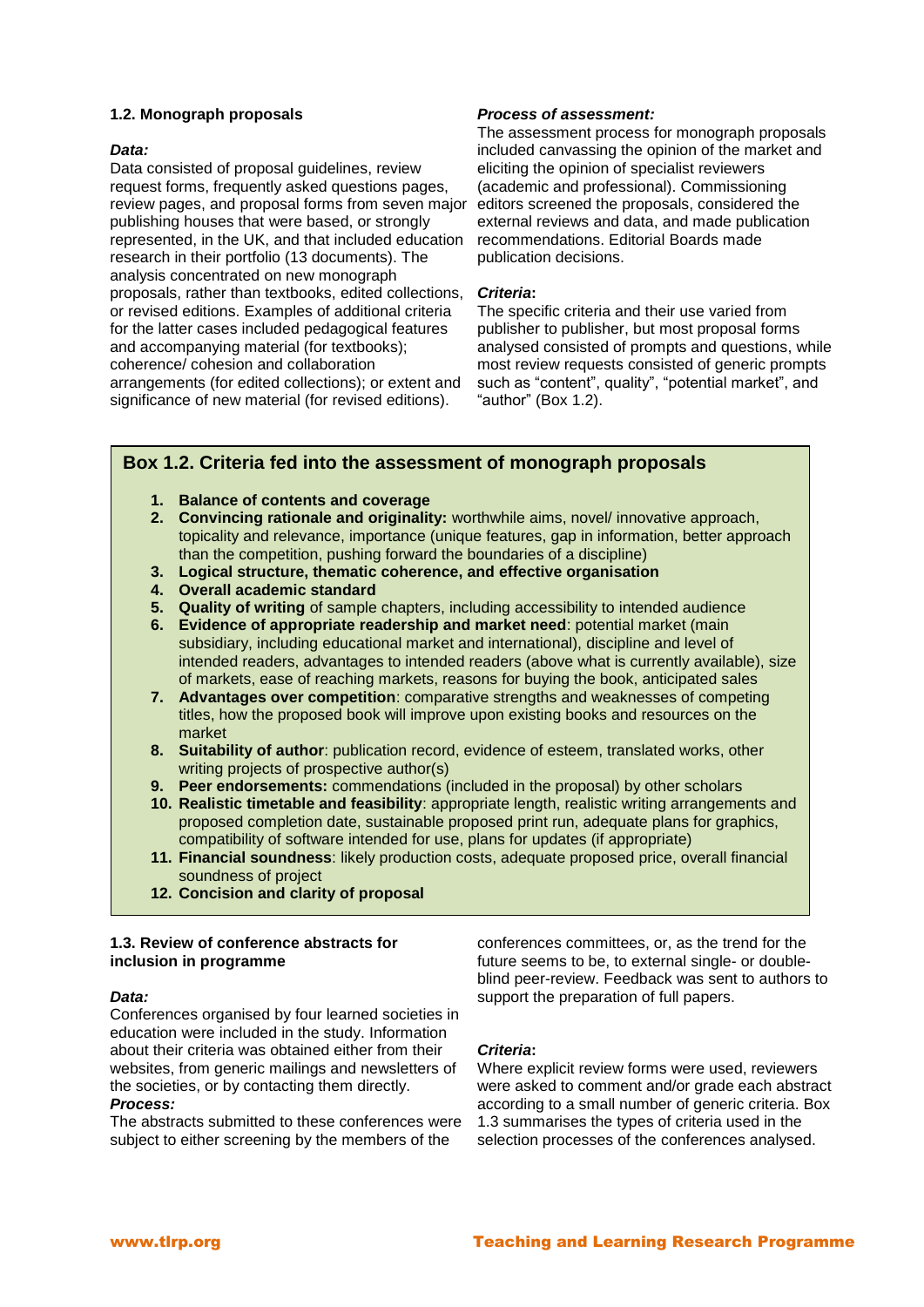### 1.2. Monograph proposals

***Data:***

Data consisted of proposal guidelines, review request forms, frequently asked questions pages, review pages, and proposal forms from seven major publishing houses that were based, or strongly represented, in the UK, and that included education research in their portfolio (13 documents). The analysis concentrated on new monograph proposals, rather than textbooks, edited collections, or revised editions. Examples of additional criteria for the latter cases included pedagogical features and accompanying material (for textbooks); coherence/ cohesion and collaboration arrangements (for edited collections); or extent and significance of new material (for revised editions).

***Process of assessment:***

The assessment process for monograph proposals included canvassing the opinion of the market and eliciting the opinion of specialist reviewers (academic and professional). Commissioning editors screened the proposals, considered the external reviews and data, and made publication recommendations. Editorial Boards made publication decisions.

***Criteria*:**

The specific criteria and their use varied from publisher to publisher, but most proposal forms analysed consisted of prompts and questions, while most review requests consisted of generic prompts such as "content", quality", "potential market", and "author" (Box 1.2).

> **Box 1.2. Criteria fed into the assessment of monograph proposals**
>
> 1. **Balance of contents and coverage**
> 2. **Convincing rationale and originality:** worthwhile aims, novel/ innovative approach, topicality and relevance, importance (unique features, gap in information, better approach than the competition, pushing forward the boundaries of a discipline)
> 3. **Logical structure, thematic coherence, and effective organisation**
> 4. **Overall academic standard**
> 5. **Quality of writing** of sample chapters, including accessibility to intended audience
> 6. **Evidence of appropriate readership and market need**: potential market (main subsidiary, including educational market and international), discipline and level of intended readers, advantages to intended readers (above what is currently available), size of markets, ease of reaching markets, reasons for buying the book, anticipated sales
> 7. **Advantages over competition**: comparative strengths and weaknesses of competing titles, how the proposed book will improve upon existing books and resources on the market
> 8. **Suitability of author**: publication record, evidence of esteem, translated works, other writing projects of prospective author(s)
> 9. **Peer endorsements:** commendations (included in the proposal) by other scholars
> 10. **Realistic timetable and feasibility**: appropriate length, realistic writing arrangements and proposed completion date, sustainable proposed print run, adequate plans for graphics, compatibility of software intended for use, plans for updates (if appropriate)
> 11. **Financial soundness**: likely production costs, adequate proposed price, overall financial soundness of project
> 12. **Concision and clarity of proposal**

### 1.3. Review of conference abstracts for inclusion in programme

***Data:***

Conferences organised by four learned societies in education were included in the study. Information about their criteria was obtained either from their websites, from generic mailings and newsletters of the societies, or by contacting them directly.

***Process:***

The abstracts submitted to these conferences were subject to either screening by the members of the conferences committees, or, as the trend for the future seems to be, to external single- or double-blind peer-review. Feedback was sent to authors to support the preparation of full papers.

***Criteria*:**

Where explicit review forms were used, reviewers were asked to comment and/or grade each abstract according to a small number of generic criteria. Box 1.3 summarises the types of criteria used in the selection processes of the conferences analysed.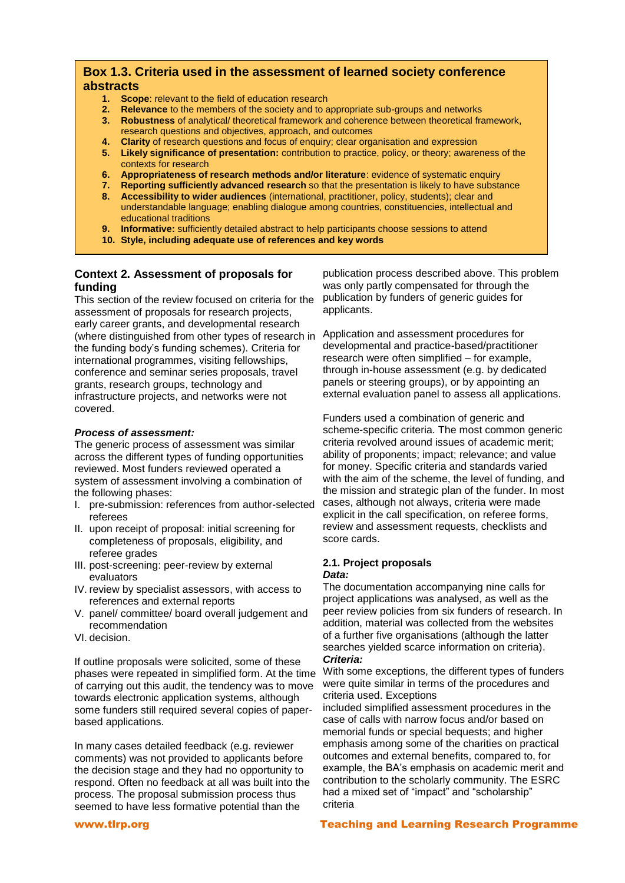### Box 1.3. Criteria used in the assessment of learned society conference abstracts

1. **Scope**: relevant to the field of education research
2. **Relevance** to the members of the society and to appropriate sub-groups and networks
3. **Robustness** of analytical/ theoretical framework and coherence between theoretical framework, research questions and objectives, approach, and outcomes
4. **Clarity** of research questions and focus of enquiry; clear organisation and expression
5. **Likely significance of presentation:** contribution to practice, policy, or theory; awareness of the contexts for research
6. **Appropriateness of research methods and/or literature**: evidence of systematic enquiry
7. **Reporting sufficiently advanced research** so that the presentation is likely to have substance
8. **Accessibility to wider audiences** (international, practitioner, policy, students); clear and understandable language; enabling dialogue among countries, constituencies, intellectual and educational traditions
9. **Informative:** sufficiently detailed abstract to help participants choose sessions to attend
10. **Style, including adequate use of references and key words**

### Context 2. Assessment of proposals for funding

This section of the review focused on criteria for the assessment of proposals for research projects, early career grants, and developmental research (where distinguished from other types of research in the funding body's funding schemes). Criteria for international programmes, visiting fellowships, conference and seminar series proposals, travel grants, research groups, technology and infrastructure projects, and networks were not covered.

***Process of assessment:***

The generic process of assessment was similar across the different types of funding opportunities reviewed. Most funders reviewed operated a system of assessment involving a combination of the following phases:

I. pre-submission: references from author-selected referees
II. upon receipt of proposal: initial screening for completeness of proposals, eligibility, and referee grades
III. post-screening: peer-review by external evaluators
IV. review by specialist assessors, with access to references and external reports
V. panel/ committee/ board overall judgement and recommendation
VI. decision.

If outline proposals were solicited, some of these phases were repeated in simplified form. At the time of carrying out this audit, the tendency was to move towards electronic application systems, although some funders still required several copies of paper-based applications.

In many cases detailed feedback (e.g. reviewer comments) was not provided to applicants before the decision stage and they had no opportunity to respond. Often no feedback at all was built into the process. The proposal submission process thus seemed to have less formative potential than the publication process described above. This problem was only partly compensated for through the publication by funders of generic guides for applicants.

Application and assessment procedures for developmental and practice-based/practitioner research were often simplified – for example, through in-house assessment (e.g. by dedicated panels or steering groups), or by appointing an external evaluation panel to assess all applications.

Funders used a combination of generic and scheme-specific criteria. The most common generic criteria revolved around issues of academic merit; ability of proponents; impact; relevance; and value for money. Specific criteria and standards varied with the aim of the scheme, the level of funding, and the mission and strategic plan of the funder. In most cases, although not always, criteria were made explicit in the call specification, on referee forms, review and assessment requests, checklists and score cards.

#### 2.1. Project proposals

***Data:***

The documentation accompanying nine calls for project applications was analysed, as well as the peer review policies from six funders of research. In addition, material was collected from the websites of a further five organisations (although the latter searches yielded scarce information on criteria).

***Criteria:***

With some exceptions, the different types of funders were quite similar in terms of the procedures and criteria used. Exceptions included simplified assessment procedures in the case of calls with narrow focus and/or based on memorial funds or special bequests; and higher emphasis among some of the charities on practical outcomes and external benefits, compared to, for example, the BA's emphasis on academic merit and contribution to the scholarly community. The ESRC had a mixed set of "impact" and "scholarship" criteria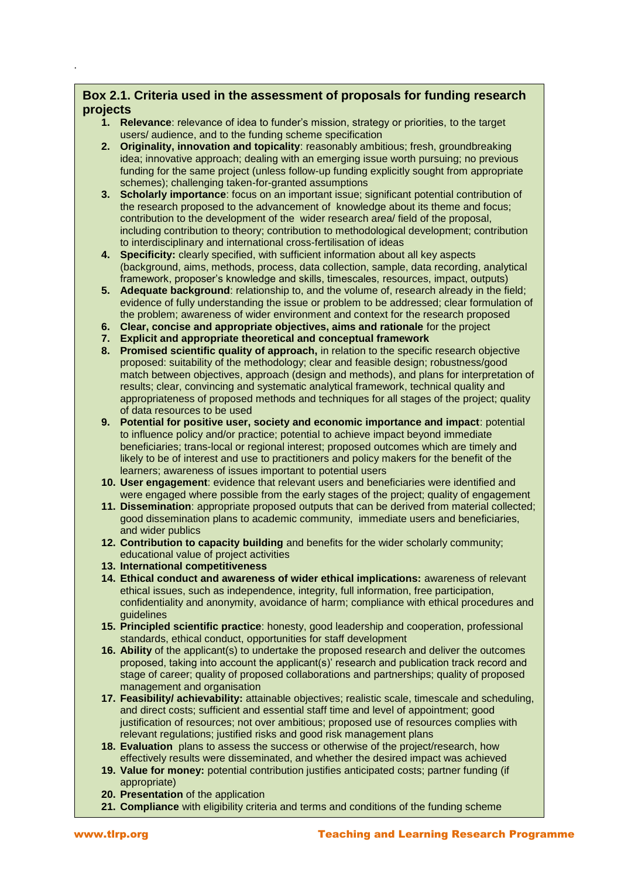### Box 2.1. Criteria used in the assessment of proposals for funding research projects

1. **Relevance**: relevance of idea to funder's mission, strategy or priorities, to the target users/ audience, and to the funding scheme specification
2. **Originality, innovation and topicality**: reasonably ambitious; fresh, groundbreaking idea; innovative approach; dealing with an emerging issue worth pursuing; no previous funding for the same project (unless follow-up funding explicitly sought from appropriate schemes); challenging taken-for-granted assumptions
3. **Scholarly importance**: focus on an important issue; significant potential contribution of the research proposed to the advancement of knowledge about its theme and focus; contribution to the development of the wider research area/ field of the proposal, including contribution to theory; contribution to methodological development; contribution to interdisciplinary and international cross-fertilisation of ideas
4. **Specificity:** clearly specified, with sufficient information about all key aspects (background, aims, methods, process, data collection, sample, data recording, analytical framework, proposer's knowledge and skills, timescales, resources, impact, outputs)
5. **Adequate background**: relationship to, and the volume of, research already in the field; evidence of fully understanding the issue or problem to be addressed; clear formulation of the problem; awareness of wider environment and context for the research proposed
6. **Clear, concise and appropriate objectives, aims and rationale** for the project
7. **Explicit and appropriate theoretical and conceptual framework**
8. **Promised scientific quality of approach,** in relation to the specific research objective proposed: suitability of the methodology; clear and feasible design; robustness/good match between objectives, approach (design and methods), and plans for interpretation of results; clear, convincing and systematic analytical framework, technical quality and appropriateness of proposed methods and techniques for all stages of the project; quality of data resources to be used
9. **Potential for positive user, society and economic importance and impact**: potential to influence policy and/or practice; potential to achieve impact beyond immediate beneficiaries; trans-local or regional interest; proposed outcomes which are timely and likely to be of interest and use to practitioners and policy makers for the benefit of the learners; awareness of issues important to potential users
10. **User engagement**: evidence that relevant users and beneficiaries were identified and were engaged where possible from the early stages of the project; quality of engagement
11. **Dissemination**: appropriate proposed outputs that can be derived from material collected; good dissemination plans to academic community, immediate users and beneficiaries, and wider publics
12. **Contribution to capacity building** and benefits for the wider scholarly community; educational value of project activities
13. **International competitiveness**
14. **Ethical conduct and awareness of wider ethical implications:** awareness of relevant ethical issues, such as independence, integrity, full information, free participation, confidentiality and anonymity, avoidance of harm; compliance with ethical procedures and guidelines
15. **Principled scientific practice**: honesty, good leadership and cooperation, professional standards, ethical conduct, opportunities for staff development
16. **Ability** of the applicant(s) to undertake the proposed research and deliver the outcomes proposed, taking into account the applicant(s)' research and publication track record and stage of career; quality of proposed collaborations and partnerships; quality of proposed management and organisation
17. **Feasibility/ achievability:** attainable objectives; realistic scale, timescale and scheduling, and direct costs; sufficient and essential staff time and level of appointment; good justification of resources; not over ambitious; proposed use of resources complies with relevant regulations; justified risks and good risk management plans
18. **Evaluation** plans to assess the success or otherwise of the project/research, how effectively results were disseminated, and whether the desired impact was achieved
19. **Value for money:** potential contribution justifies anticipated costs; partner funding (if appropriate)
20. **Presentation** of the application
21. **Compliance** with eligibility criteria and terms and conditions of the funding scheme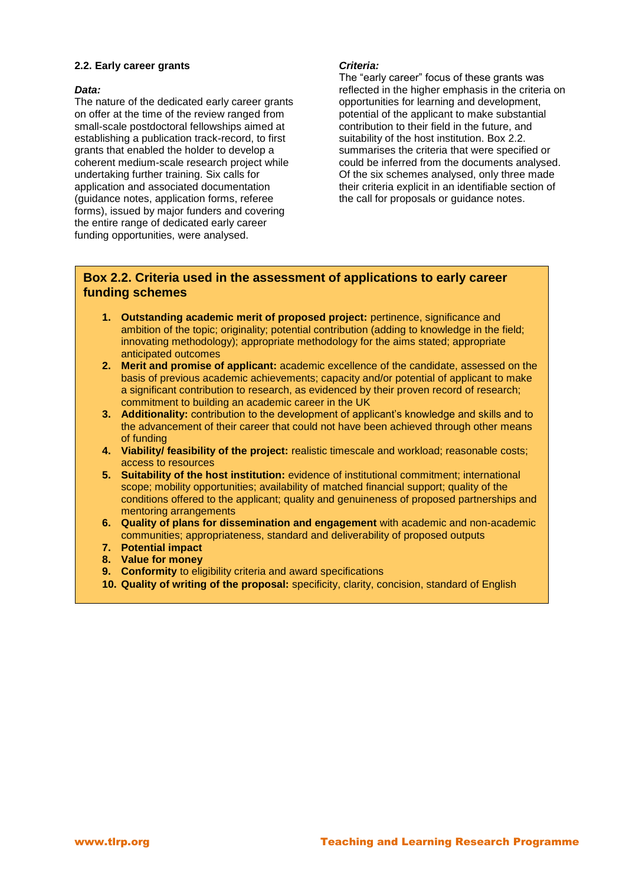### 2.2. Early career grants

***Data:***

The nature of the dedicated early career grants on offer at the time of the review ranged from small-scale postdoctoral fellowships aimed at establishing a publication track-record, to first grants that enabled the holder to develop a coherent medium-scale research project while undertaking further training. Six calls for application and associated documentation (guidance notes, application forms, referee forms), issued by major funders and covering the entire range of dedicated early career funding opportunities, were analysed.

***Criteria:***

The "early career" focus of these grants was reflected in the higher emphasis in the criteria on opportunities for learning and development, potential of the applicant to make substantial contribution to their field in the future, and suitability of the host institution. Box 2.2. summarises the criteria that were specified or could be inferred from the documents analysed. Of the six schemes analysed, only three made their criteria explicit in an identifiable section of the call for proposals or guidance notes.

**Box 2.2. Criteria used in the assessment of applications to early career funding schemes**

1. **Outstanding academic merit of proposed project:** pertinence, significance and ambition of the topic; originality; potential contribution (adding to knowledge in the field; innovating methodology); appropriate methodology for the aims stated; appropriate anticipated outcomes
2. **Merit and promise of applicant:** academic excellence of the candidate, assessed on the basis of previous academic achievements; capacity and/or potential of applicant to make a significant contribution to research, as evidenced by their proven record of research; commitment to building an academic career in the UK
3. **Additionality:** contribution to the development of applicant's knowledge and skills and to the advancement of their career that could not have been achieved through other means of funding
4. **Viability/ feasibility of the project:** realistic timescale and workload; reasonable costs; access to resources
5. **Suitability of the host institution:** evidence of institutional commitment; international scope; mobility opportunities; availability of matched financial support; quality of the conditions offered to the applicant; quality and genuineness of proposed partnerships and mentoring arrangements
6. **Quality of plans for dissemination and engagement** with academic and non-academic communities; appropriateness, standard and deliverability of proposed outputs
7. **Potential impact**
8. **Value for money**
9. **Conformity** to eligibility criteria and award specifications
10. **Quality of writing of the proposal:** specificity, clarity, concision, standard of English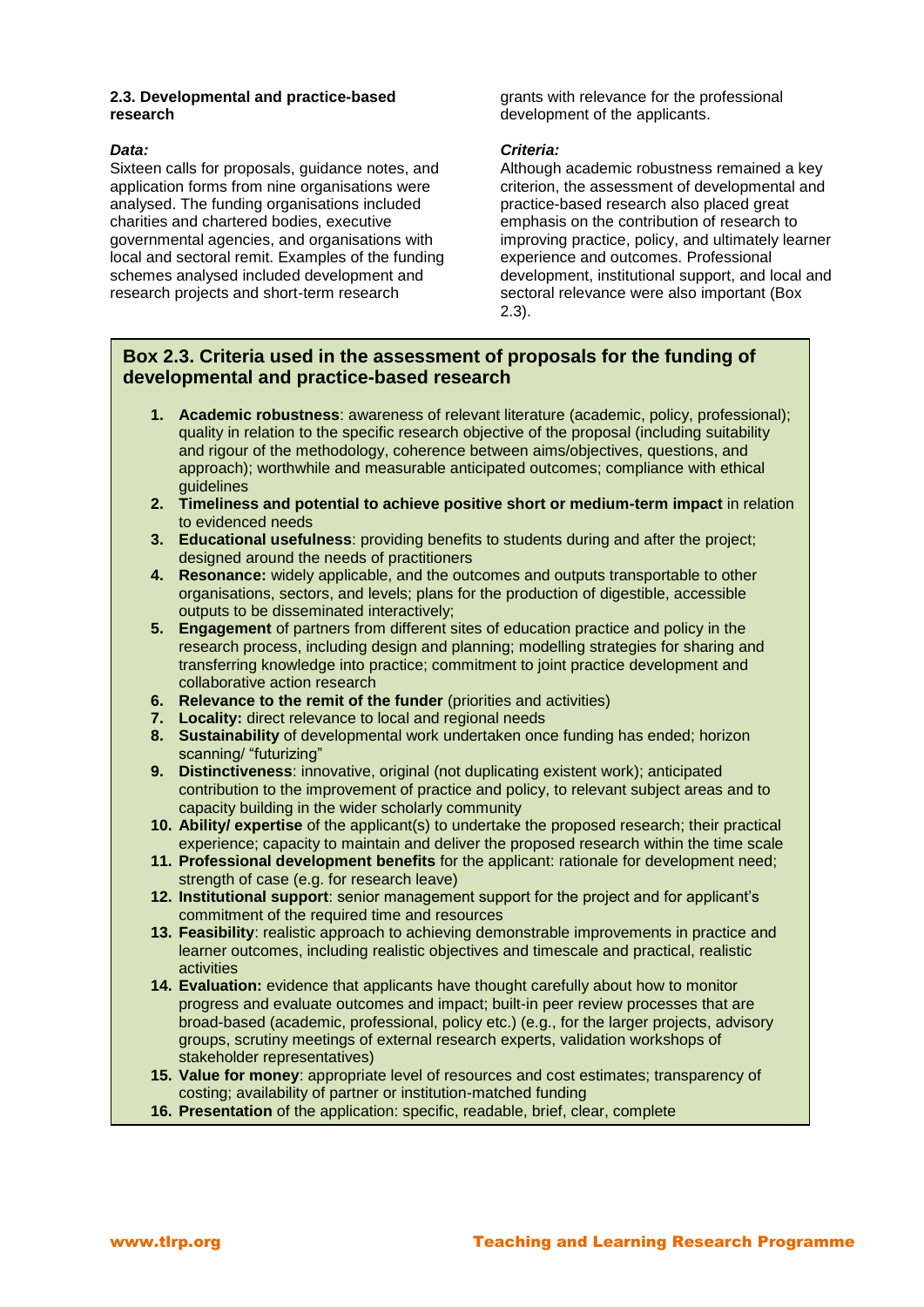### 2.3. Developmental and practice-based research

***Data:***

Sixteen calls for proposals, guidance notes, and application forms from nine organisations were analysed. The funding organisations included charities and chartered bodies, executive governmental agencies, and organisations with local and sectoral remit. Examples of the funding schemes analysed included development and research projects and short-term research grants with relevance for the professional development of the applicants.

***Criteria:***

Although academic robustness remained a key criterion, the assessment of developmental and practice-based research also placed great emphasis on the contribution of research to improving practice, policy, and ultimately learner experience and outcomes. Professional development, institutional support, and local and sectoral relevance were also important (Box 2.3).

### Box 2.3. Criteria used in the assessment of proposals for the funding of developmental and practice-based research

1. **Academic robustness**: awareness of relevant literature (academic, policy, professional); quality in relation to the specific research objective of the proposal (including suitability and rigour of the methodology, coherence between aims/objectives, questions, and approach); worthwhile and measurable anticipated outcomes; compliance with ethical guidelines
2. **Timeliness and potential to achieve positive short or medium-term impact** in relation to evidenced needs
3. **Educational usefulness**: providing benefits to students during and after the project; designed around the needs of practitioners
4. **Resonance:** widely applicable, and the outcomes and outputs transportable to other organisations, sectors, and levels; plans for the production of digestible, accessible outputs to be disseminated interactively;
5. **Engagement** of partners from different sites of education practice and policy in the research process, including design and planning; modelling strategies for sharing and transferring knowledge into practice; commitment to joint practice development and collaborative action research
6. **Relevance to the remit of the funder** (priorities and activities)
7. **Locality:** direct relevance to local and regional needs
8. **Sustainability** of developmental work undertaken once funding has ended; horizon scanning/ "futurizing"
9. **Distinctiveness**: innovative, original (not duplicating existent work); anticipated contribution to the improvement of practice and policy, to relevant subject areas and to capacity building in the wider scholarly community
10. **Ability/ expertise** of the applicant(s) to undertake the proposed research; their practical experience; capacity to maintain and deliver the proposed research within the time scale
11. **Professional development benefits** for the applicant: rationale for development need; strength of case (e.g. for research leave)
12. **Institutional support**: senior management support for the project and for applicant's commitment of the required time and resources
13. **Feasibility**: realistic approach to achieving demonstrable improvements in practice and learner outcomes, including realistic objectives and timescale and practical, realistic activities
14. **Evaluation:** evidence that applicants have thought carefully about how to monitor progress and evaluate outcomes and impact; built-in peer review processes that are broad-based (academic, professional, policy etc.) (e.g., for the larger projects, advisory groups, scrutiny meetings of external research experts, validation workshops of stakeholder representatives)
15. **Value for money**: appropriate level of resources and cost estimates; transparency of costing; availability of partner or institution-matched funding
16. **Presentation** of the application: specific, readable, brief, clear, complete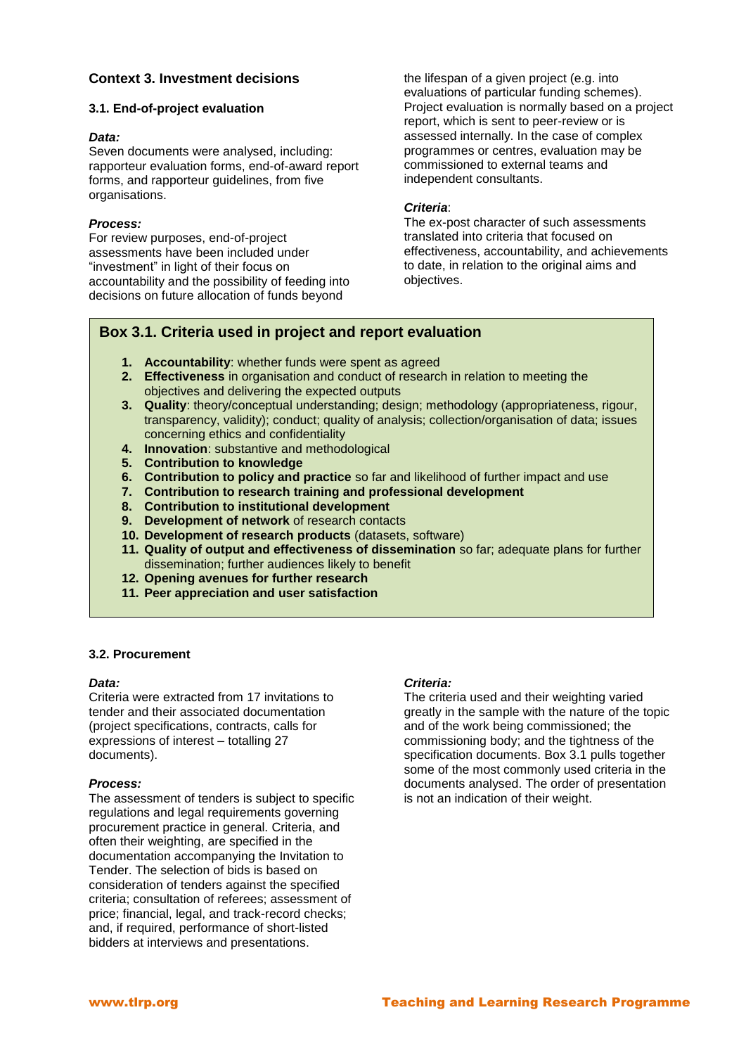## Context 3. Investment decisions

### 3.1. End-of-project evaluation

***Data:***
Seven documents were analysed, including: rapporteur evaluation forms, end-of-award report forms, and rapporteur guidelines, from five organisations.

***Process:***
For review purposes, end-of-project assessments have been included under "investment" in light of their focus on accountability and the possibility of feeding into decisions on future allocation of funds beyond the lifespan of a given project (e.g. into evaluations of particular funding schemes). Project evaluation is normally based on a project report, which is sent to peer-review or is assessed internally. In the case of complex programmes or centres, evaluation may be commissioned to external teams and independent consultants.

***Criteria*:**
The ex-post character of such assessments translated into criteria that focused on effectiveness, accountability, and achievements to date, in relation to the original aims and objectives.

> **Box 3.1. Criteria used in project and report evaluation**
>
> 1. **Accountability**: whether funds were spent as agreed
> 2. **Effectiveness** in organisation and conduct of research in relation to meeting the objectives and delivering the expected outputs
> 3. **Quality**: theory/conceptual understanding; design; methodology (appropriateness, rigour, transparency, validity); conduct; quality of analysis; collection/organisation of data; issues concerning ethics and confidentiality
> 4. **Innovation**: substantive and methodological
> 5. **Contribution to knowledge**
> 6. **Contribution to policy and practice** so far and likelihood of further impact and use
> 7. **Contribution to research training and professional development**
> 8. **Contribution to institutional development**
> 9. **Development of network** of research contacts
> 10. **Development of research products** (datasets, software)
> 11. **Quality of output and effectiveness of dissemination** so far; adequate plans for further dissemination; further audiences likely to benefit
> 12. **Opening avenues for further research**
> 11. **Peer appreciation and user satisfaction**

### 3.2. Procurement

***Data:***
Criteria were extracted from 17 invitations to tender and their associated documentation (project specifications, contracts, calls for expressions of interest – totalling 27 documents).

***Process:***
The assessment of tenders is subject to specific regulations and legal requirements governing procurement practice in general. Criteria, and often their weighting, are specified in the documentation accompanying the Invitation to Tender. The selection of bids is based on consideration of tenders against the specified criteria; consultation of referees; assessment of price; financial, legal, and track-record checks; and, if required, performance of short-listed bidders at interviews and presentations.

***Criteria:***
The criteria used and their weighting varied greatly in the sample with the nature of the topic and of the work being commissioned; the commissioning body; and the tightness of the specification documents. Box 3.1 pulls together some of the most commonly used criteria in the documents analysed. The order of presentation is not an indication of their weight.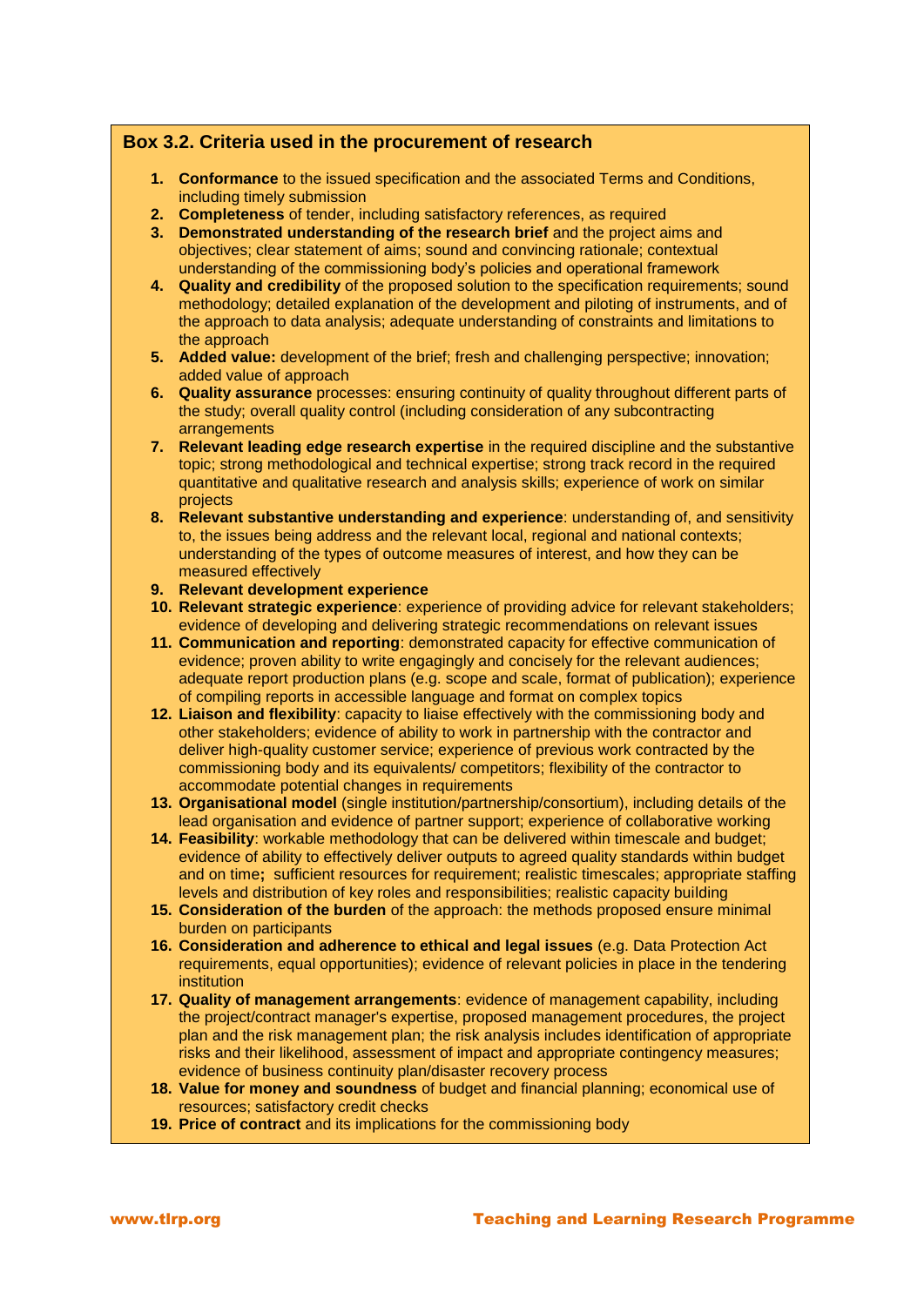### Box 3.2. Criteria used in the procurement of research

1. **Conformance** to the issued specification and the associated Terms and Conditions, including timely submission
2. **Completeness** of tender, including satisfactory references, as required
3. **Demonstrated understanding of the research brief** and the project aims and objectives; clear statement of aims; sound and convincing rationale; contextual understanding of the commissioning body's policies and operational framework
4. **Quality and credibility** of the proposed solution to the specification requirements; sound methodology; detailed explanation of the development and piloting of instruments, and of the approach to data analysis; adequate understanding of constraints and limitations to the approach
5. **Added value:** development of the brief; fresh and challenging perspective; innovation; added value of approach
6. **Quality assurance** processes: ensuring continuity of quality throughout different parts of the study; overall quality control (including consideration of any subcontracting arrangements
7. **Relevant leading edge research expertise** in the required discipline and the substantive topic; strong methodological and technical expertise; strong track record in the required quantitative and qualitative research and analysis skills; experience of work on similar projects
8. **Relevant substantive understanding and experience**: understanding of, and sensitivity to, the issues being address and the relevant local, regional and national contexts; understanding of the types of outcome measures of interest, and how they can be measured effectively
9. **Relevant development experience**
10. **Relevant strategic experience**: experience of providing advice for relevant stakeholders; evidence of developing and delivering strategic recommendations on relevant issues
11. **Communication and reporting**: demonstrated capacity for effective communication of evidence; proven ability to write engagingly and concisely for the relevant audiences; adequate report production plans (e.g. scope and scale, format of publication); experience of compiling reports in accessible language and format on complex topics
12. **Liaison and flexibility**: capacity to liaise effectively with the commissioning body and other stakeholders; evidence of ability to work in partnership with the contractor and deliver high-quality customer service; experience of previous work contracted by the commissioning body and its equivalents/ competitors; flexibility of the contractor to accommodate potential changes in requirements
13. **Organisational model** (single institution/partnership/consortium), including details of the lead organisation and evidence of partner support; experience of collaborative working
14. **Feasibility**: workable methodology that can be delivered within timescale and budget; evidence of ability to effectively deliver outputs to agreed quality standards within budget and on time**;** sufficient resources for requirement; realistic timescales; appropriate staffing levels and distribution of key roles and responsibilities; realistic capacity building
15. **Consideration of the burden** of the approach: the methods proposed ensure minimal burden on participants
16. **Consideration and adherence to ethical and legal issues** (e.g. Data Protection Act requirements, equal opportunities); evidence of relevant policies in place in the tendering institution
17. **Quality of management arrangements**: evidence of management capability, including the project/contract manager's expertise, proposed management procedures, the project plan and the risk management plan; the risk analysis includes identification of appropriate risks and their likelihood, assessment of impact and appropriate contingency measures; evidence of business continuity plan/disaster recovery process
18. **Value for money and soundness** of budget and financial planning; economical use of resources; satisfactory credit checks
19. **Price of contract** and its implications for the commissioning body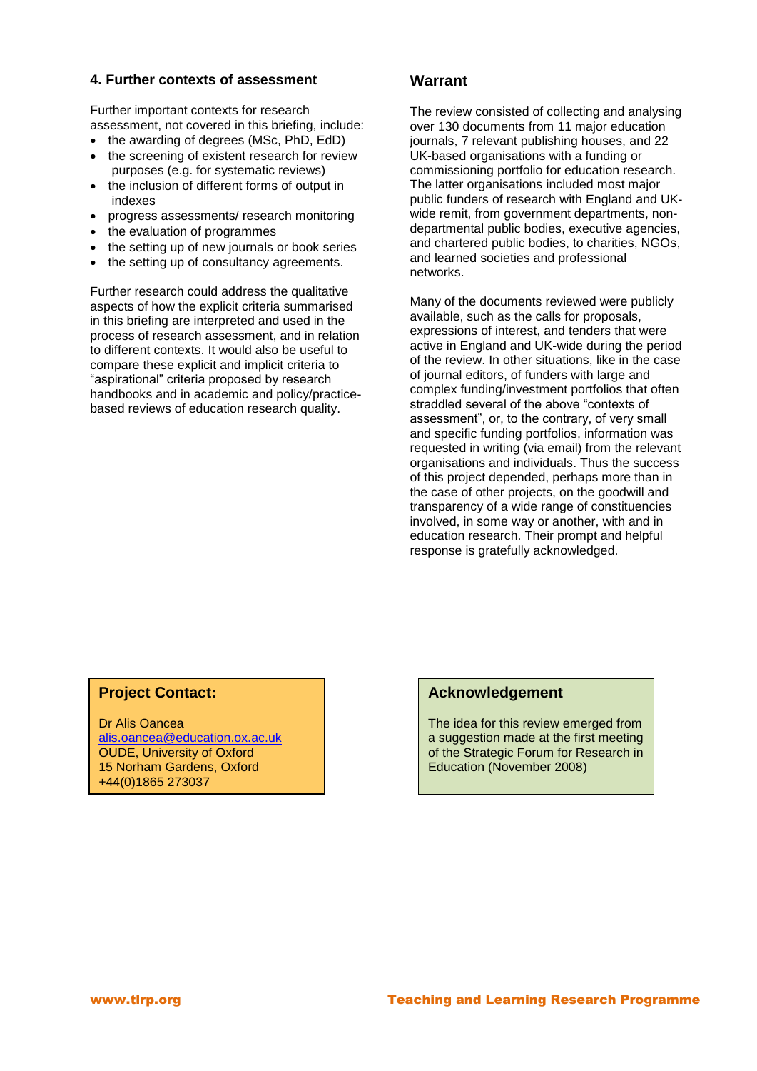### 4. Further contexts of assessment

Further important contexts for research assessment, not covered in this briefing, include:

- the awarding of degrees (MSc, PhD, EdD)
- the screening of existent research for review purposes (e.g. for systematic reviews)
- the inclusion of different forms of output in indexes
- progress assessments/ research monitoring
- the evaluation of programmes
- the setting up of new journals or book series
- the setting up of consultancy agreements.

Further research could address the qualitative aspects of how the explicit criteria summarised in this briefing are interpreted and used in the process of research assessment, and in relation to different contexts. It would also be useful to compare these explicit and implicit criteria to "aspirational" criteria proposed by research handbooks and in academic and policy/practice-based reviews of education research quality.

## Warrant

The review consisted of collecting and analysing over 130 documents from 11 major education journals, 7 relevant publishing houses, and 22 UK-based organisations with a funding or commissioning portfolio for education research. The latter organisations included most major public funders of research with England and UK-wide remit, from government departments, non-departmental public bodies, executive agencies, and chartered public bodies, to charities, NGOs, and learned societies and professional networks.

Many of the documents reviewed were publicly available, such as the calls for proposals, expressions of interest, and tenders that were active in England and UK-wide during the period of the review. In other situations, like in the case of journal editors, of funders with large and complex funding/investment portfolios that often straddled several of the above "contexts of assessment", or, to the contrary, of very small and specific funding portfolios, information was requested in writing (via email) from the relevant organisations and individuals. Thus the success of this project depended, perhaps more than in the case of other projects, on the goodwill and transparency of a wide range of constituencies involved, in some way or another, with and in education research. Their prompt and helpful response is gratefully acknowledged.

**Project Contact:**

Dr Alis Oancea
alis.oancea@education.ox.ac.uk
OUDE, University of Oxford
15 Norham Gardens, Oxford
+44(0)1865 273037

**Acknowledgement**

The idea for this review emerged from a suggestion made at the first meeting of the Strategic Forum for Research in Education (November 2008)